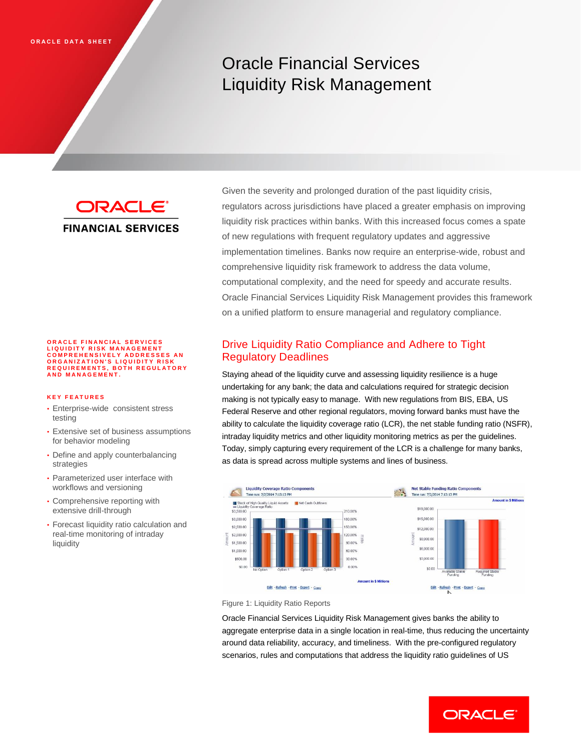ORACLE DATA SHEET

# Oracle Financial Services Liquidity Risk Management

ORACLE FINANCIAL SERVICES

Given the severity and prolonged duration of the past liquidity crisis, regulators across jurisdictions have placed a greater emphasis on improving liquidity risk practices within banks. With this increased focus comes a spate of new regulations with frequent regulatory updates and aggressive implementation timelines. Banks now require an enterprise-wide, robust and comprehensive liquidity risk framework to address the data volume, computational complexity, and the need for speedy and accurate results. Oracle Financial Services Liquidity Risk Management provides this framework on a unified platform to ensure managerial and regulatory compliance.

**ORACLE FINANCIAL SERVICES LIQUIDITY RISK MANAGEMENT COMPREHENSIVELY ADDRESSES AN ORGANIZATION'S LIQUIDITY RISK REQUIREMENTS, BOTH REGULATORY AND MANAGEMENT.**

**KEY FEATURES**

- Enterprise-wide consistent stress testing
- Extensive set of business assumptions for behavior modeling
- Define and apply counterbalancing strategies
- Parameterized user interface with workflows and versioning
- Comprehensive reporting with extensive drill-through
- Forecast liquidity ratio calculation and real-time monitoring of intraday liquidity

## Drive Liquidity Ratio Compliance and Adhere to Tight Regulatory Deadlines

Staying ahead of the liquidity curve and assessing liquidity resilience is a huge undertaking for any bank; the data and calculations required for strategic decision making is not typically easy to manage. With new regulations from BIS, EBA, US Federal Reserve and other regional regulators, moving forward banks must have the ability to calculate the liquidity coverage ratio (LCR), the net stable funding ratio (NSFR), intraday liquidity metrics and other liquidity monitoring metrics as per the guidelines. Today, simply capturing every requirement of the LCR is a challenge for many banks, as data is spread across multiple systems and lines of business.

Figure 1: Liquidity Ratio Reports

Oracle Financial Services Liquidity Risk Management gives banks the ability to aggregate enterprise data in a single location in real-time, thus reducing the uncertainty around data reliability, accuracy, and timeliness. With the pre-configured regulatory scenarios, rules and computations that address the liquidity ratio guidelines of US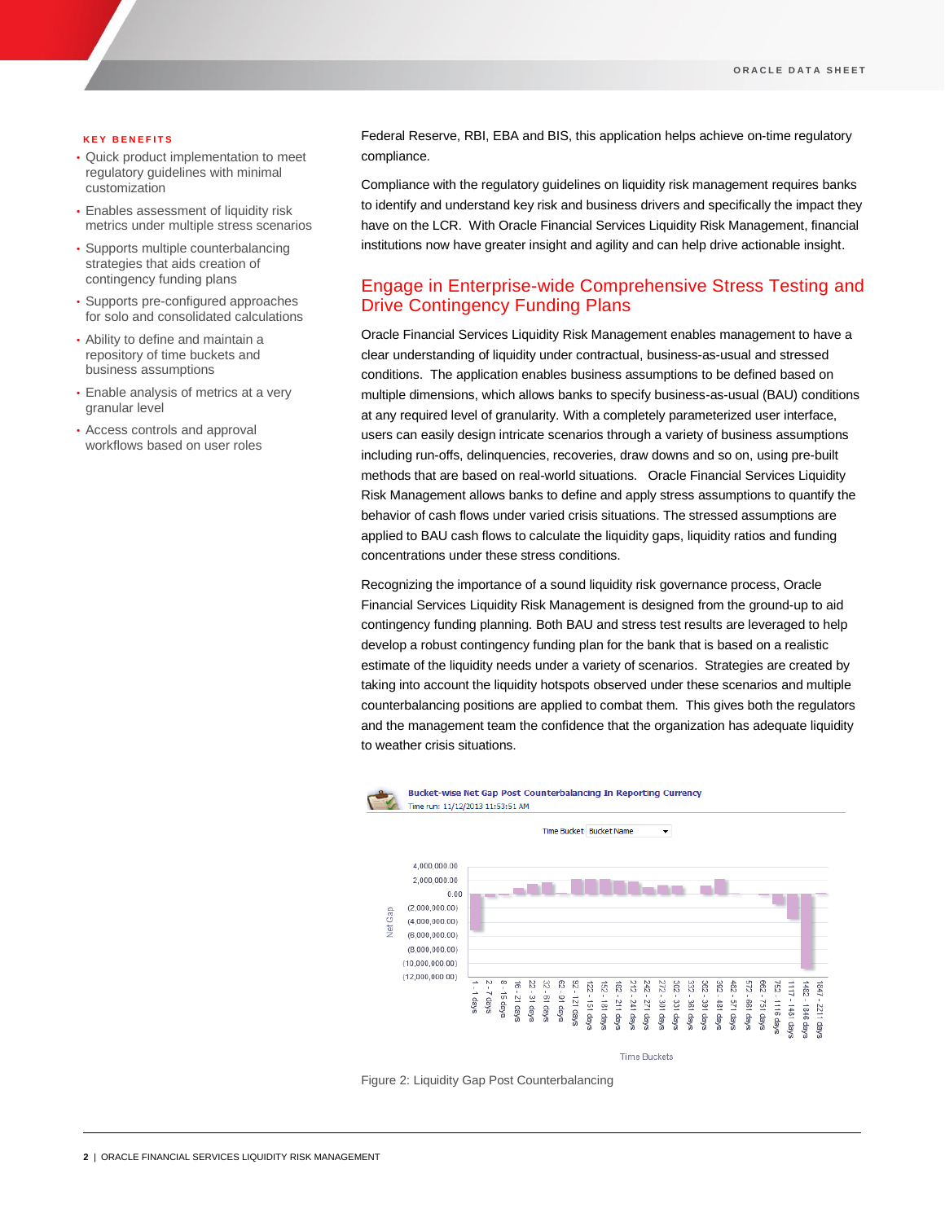**KEY BENEFITS**

- Quick product implementation to meet regulatory guidelines with minimal customization
- Enables assessment of liquidity risk metrics under multiple stress scenarios
- Supports multiple counterbalancing strategies that aids creation of contingency funding plans
- Supports pre-configured approaches for solo and consolidated calculations
- Ability to define and maintain a repository of time buckets and business assumptions
- Enable analysis of metrics at a very granular level
- Access controls and approval workflows based on user roles

Federal Reserve, RBI, EBA and BIS, this application helps achieve on-time regulatory compliance.

Compliance with the regulatory guidelines on liquidity risk management requires banks to identify and understand key risk and business drivers and specifically the impact they have on the LCR. With Oracle Financial Services Liquidity Risk Management, financial institutions now have greater insight and agility and can help drive actionable insight.

## Engage in Enterprise-wide Comprehensive Stress Testing and Drive Contingency Funding Plans

Oracle Financial Services Liquidity Risk Management enables management to have a clear understanding of liquidity under contractual, business-as-usual and stressed conditions. The application enables business assumptions to be defined based on multiple dimensions, which allows banks to specify business-as-usual (BAU) conditions at any required level of granularity. With a completely parameterized user interface, users can easily design intricate scenarios through a variety of business assumptions including run-offs, delinquencies, recoveries, draw downs and so on, using pre-built methods that are based on real-world situations. Oracle Financial Services Liquidity Risk Management allows banks to define and apply stress assumptions to quantify the behavior of cash flows under varied crisis situations. The stressed assumptions are applied to BAU cash flows to calculate the liquidity gaps, liquidity ratios and funding concentrations under these stress conditions.

Recognizing the importance of a sound liquidity risk governance process, Oracle Financial Services Liquidity Risk Management is designed from the ground-up to aid contingency funding planning. Both BAU and stress test results are leveraged to help develop a robust contingency funding plan for the bank that is based on a realistic estimate of the liquidity needs under a variety of scenarios. Strategies are created by taking into account the liquidity hotspots observed under these scenarios and multiple counterbalancing positions are applied to combat them. This gives both the regulators and the management team the confidence that the organization has adequate liquidity to weather crisis situations.

Figure 2: Liquidity Gap Post Counterbalancing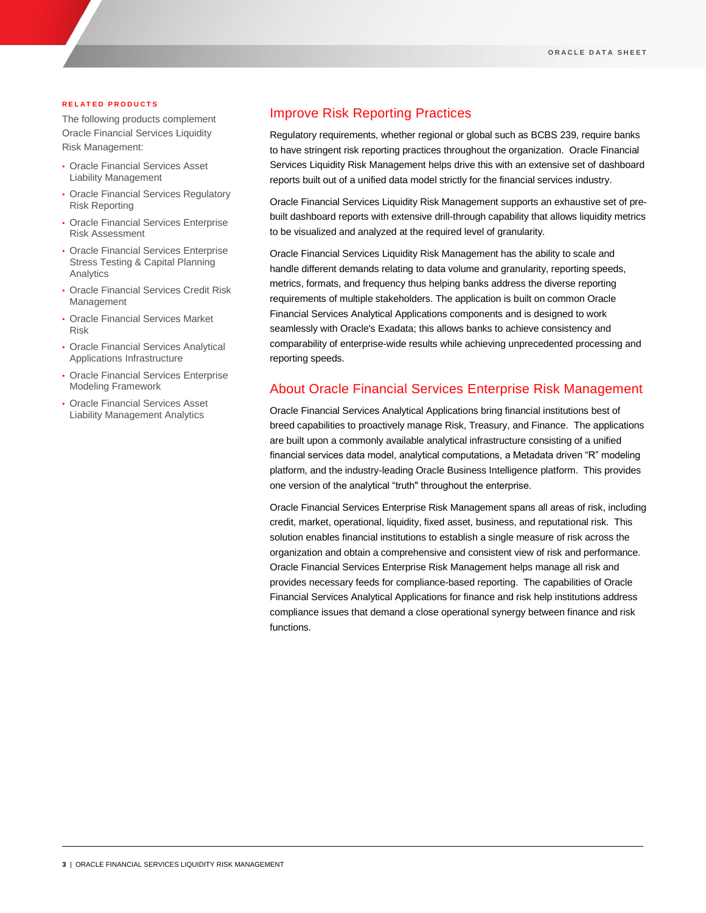**RELATED PRODUCTS**

The following products complement Oracle Financial Services Liquidity Risk Management:

- Oracle Financial Services Asset Liability Management
- Oracle Financial Services Regulatory Risk Reporting
- Oracle Financial Services Enterprise Risk Assessment
- Oracle Financial Services Enterprise Stress Testing & Capital Planning Analytics
- Oracle Financial Services Credit Risk Management
- Oracle Financial Services Market Risk
- Oracle Financial Services Analytical Applications Infrastructure
- Oracle Financial Services Enterprise Modeling Framework
- Oracle Financial Services Asset Liability Management Analytics

## Improve Risk Reporting Practices

Regulatory requirements, whether regional or global such as BCBS 239, require banks to have stringent risk reporting practices throughout the organization. Oracle Financial Services Liquidity Risk Management helps drive this with an extensive set of dashboard reports built out of a unified data model strictly for the financial services industry.

Oracle Financial Services Liquidity Risk Management supports an exhaustive set of pre-built dashboard reports with extensive drill-through capability that allows liquidity metrics to be visualized and analyzed at the required level of granularity.

Oracle Financial Services Liquidity Risk Management has the ability to scale and handle different demands relating to data volume and granularity, reporting speeds, metrics, formats, and frequency thus helping banks address the diverse reporting requirements of multiple stakeholders. The application is built on common Oracle Financial Services Analytical Applications components and is designed to work seamlessly with Oracle's Exadata; this allows banks to achieve consistency and comparability of enterprise-wide results while achieving unprecedented processing and reporting speeds.

## About Oracle Financial Services Enterprise Risk Management

Oracle Financial Services Analytical Applications bring financial institutions best of breed capabilities to proactively manage Risk, Treasury, and Finance. The applications are built upon a commonly available analytical infrastructure consisting of a unified financial services data model, analytical computations, a Metadata driven "R" modeling platform, and the industry-leading Oracle Business Intelligence platform. This provides one version of the analytical "truth" throughout the enterprise.

Oracle Financial Services Enterprise Risk Management spans all areas of risk, including credit, market, operational, liquidity, fixed asset, business, and reputational risk. This solution enables financial institutions to establish a single measure of risk across the organization and obtain a comprehensive and consistent view of risk and performance. Oracle Financial Services Enterprise Risk Management helps manage all risk and provides necessary feeds for compliance-based reporting. The capabilities of Oracle Financial Services Analytical Applications for finance and risk help institutions address compliance issues that demand a close operational synergy between finance and risk functions.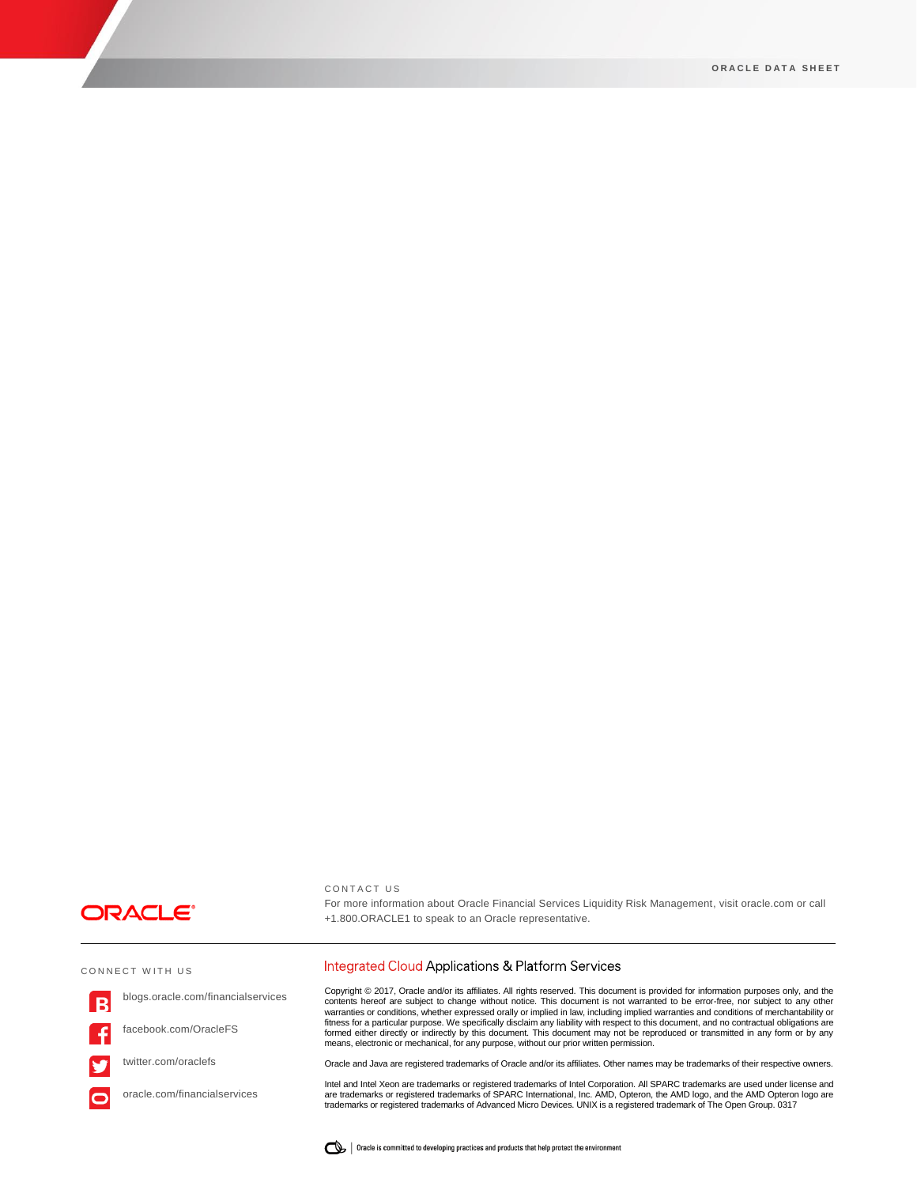CONTACT US

For more information about Oracle Financial Services Liquidity Risk Management, visit oracle.com or call +1.800.ORACLE1 to speak to an Oracle representative.

CONNECT WITH US

- blogs.oracle.com/financialservices
- facebook.com/OracleFS
- twitter.com/oraclefs
- oracle.com/financialservices

Integrated Cloud Applications & Platform Services

Copyright © 2017, Oracle and/or its affiliates. All rights reserved. This document is provided for information purposes only, and the contents hereof are subject to change without notice. This document is not warranted to be error-free, nor subject to any other warranties or conditions, whether expressed orally or implied in law, including implied warranties and conditions of merchantability or fitness for a particular purpose. We specifically disclaim any liability with respect to this document, and no contractual obligations are formed either directly or indirectly by this document. This document may not be reproduced or transmitted in any form or by any means, electronic or mechanical, for any purpose, without our prior written permission.

Oracle and Java are registered trademarks of Oracle and/or its affiliates. Other names may be trademarks of their respective owners.

Intel and Intel Xeon are trademarks or registered trademarks of Intel Corporation. All SPARC trademarks are used under license and are trademarks or registered trademarks of SPARC International, Inc. AMD, Opteron, the AMD logo, and the AMD Opteron logo are trademarks or registered trademarks of Advanced Micro Devices. UNIX is a registered trademark of The Open Group. 0317

Oracle is committed to developing practices and products that help protect the environment